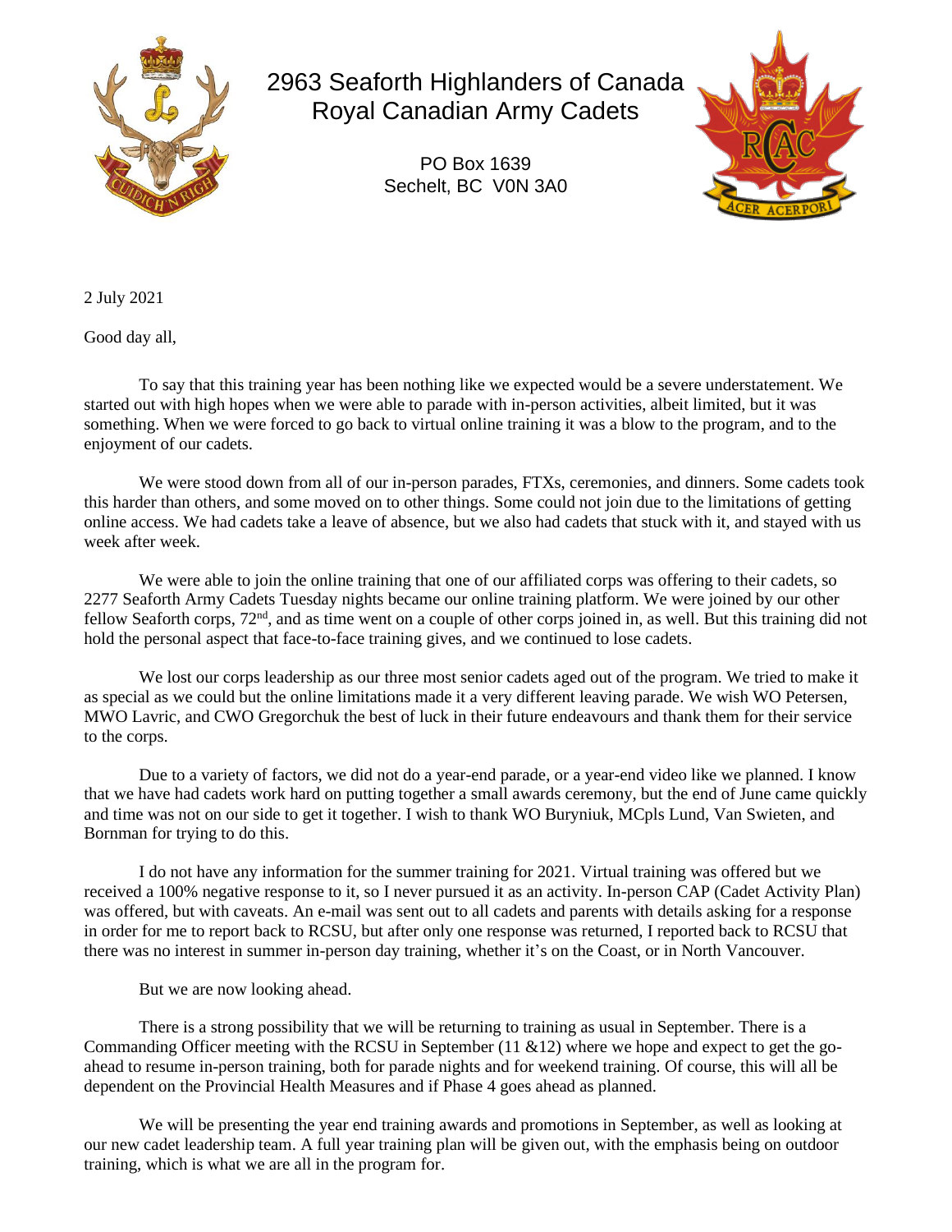# 2963 Seaforth Highlanders of Canada Royal Canadian Army Cadets

PO Box 1639
Sechelt, BC V0N 3A0

2 July 2021

Good day all,

To say that this training year has been nothing like we expected would be a severe understatement. We started out with high hopes when we were able to parade with in-person activities, albeit limited, but it was something. When we were forced to go back to virtual online training it was a blow to the program, and to the enjoyment of our cadets.

We were stood down from all of our in-person parades, FTXs, ceremonies, and dinners. Some cadets took this harder than others, and some moved on to other things. Some could not join due to the limitations of getting online access. We had cadets take a leave of absence, but we also had cadets that stuck with it, and stayed with us week after week.

We were able to join the online training that one of our affiliated corps was offering to their cadets, so 2277 Seaforth Army Cadets Tuesday nights became our online training platform. We were joined by our other fellow Seaforth corps, 72nd, and as time went on a couple of other corps joined in, as well. But this training did not hold the personal aspect that face-to-face training gives, and we continued to lose cadets.

We lost our corps leadership as our three most senior cadets aged out of the program. We tried to make it as special as we could but the online limitations made it a very different leaving parade. We wish WO Petersen, MWO Lavric, and CWO Gregorchuk the best of luck in their future endeavours and thank them for their service to the corps.

Due to a variety of factors, we did not do a year-end parade, or a year-end video like we planned. I know that we have had cadets work hard on putting together a small awards ceremony, but the end of June came quickly and time was not on our side to get it together. I wish to thank WO Buryniuk, MCpls Lund, Van Swieten, and Bornman for trying to do this.

I do not have any information for the summer training for 2021. Virtual training was offered but we received a 100% negative response to it, so I never pursued it as an activity. In-person CAP (Cadet Activity Plan) was offered, but with caveats. An e-mail was sent out to all cadets and parents with details asking for a response in order for me to report back to RCSU, but after only one response was returned, I reported back to RCSU that there was no interest in summer in-person day training, whether it's on the Coast, or in North Vancouver.

But we are now looking ahead.

There is a strong possibility that we will be returning to training as usual in September. There is a Commanding Officer meeting with the RCSU in September (11 &12) where we hope and expect to get the go-ahead to resume in-person training, both for parade nights and for weekend training. Of course, this will all be dependent on the Provincial Health Measures and if Phase 4 goes ahead as planned.

We will be presenting the year end training awards and promotions in September, as well as looking at our new cadet leadership team. A full year training plan will be given out, with the emphasis being on outdoor training, which is what we are all in the program for.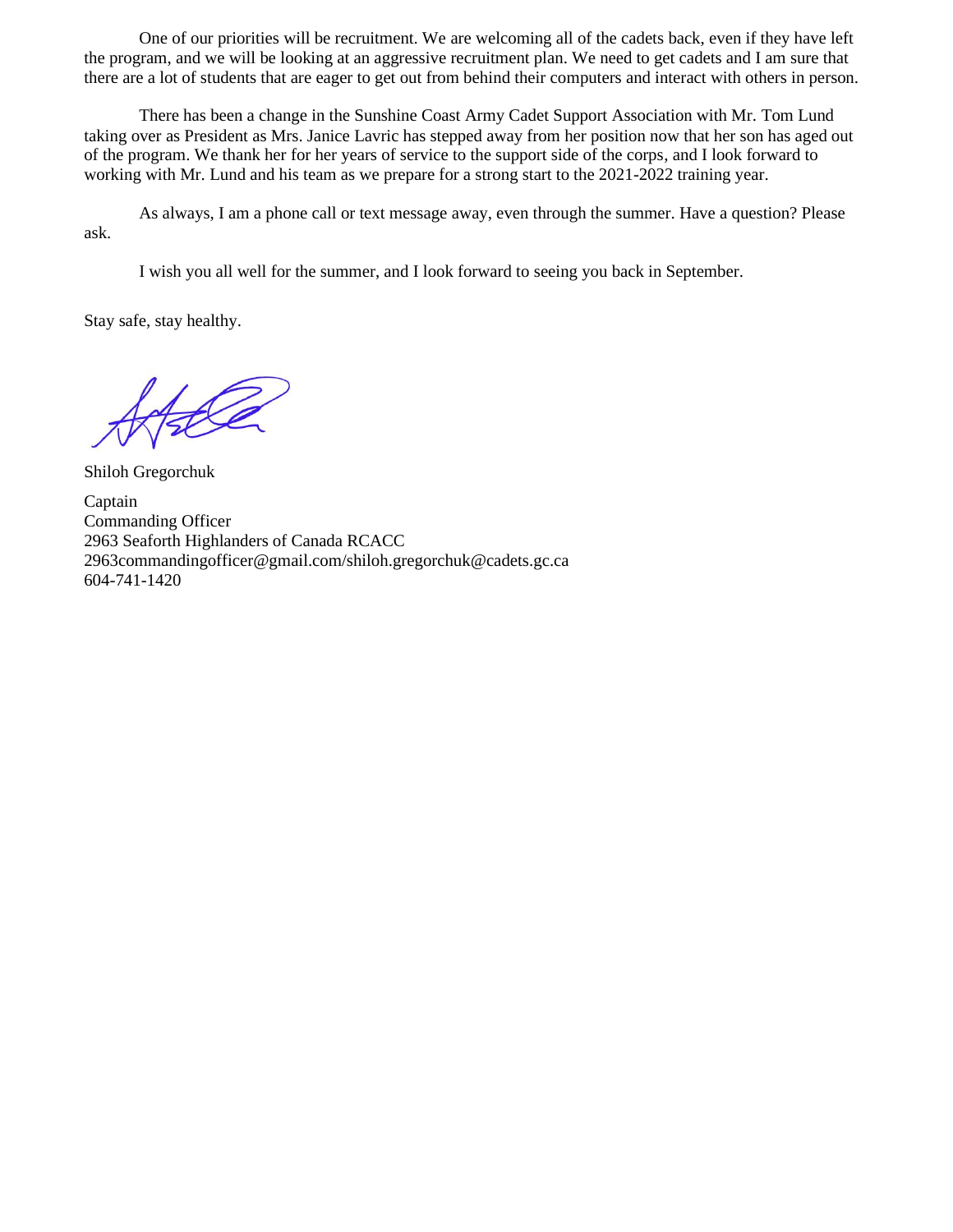One of our priorities will be recruitment. We are welcoming all of the cadets back, even if they have left the program, and we will be looking at an aggressive recruitment plan. We need to get cadets and I am sure that there are a lot of students that are eager to get out from behind their computers and interact with others in person.

There has been a change in the Sunshine Coast Army Cadet Support Association with Mr. Tom Lund taking over as President as Mrs. Janice Lavric has stepped away from her position now that her son has aged out of the program. We thank her for her years of service to the support side of the corps, and I look forward to working with Mr. Lund and his team as we prepare for a strong start to the 2021-2022 training year.

As always, I am a phone call or text message away, even through the summer. Have a question? Please ask.

I wish you all well for the summer, and I look forward to seeing you back in September.

Stay safe, stay healthy.

Shiloh Gregorchuk

Captain
Commanding Officer
2963 Seaforth Highlanders of Canada RCACC
2963commandingofficer@gmail.com/shiloh.gregorchuk@cadets.gc.ca
604-741-1420